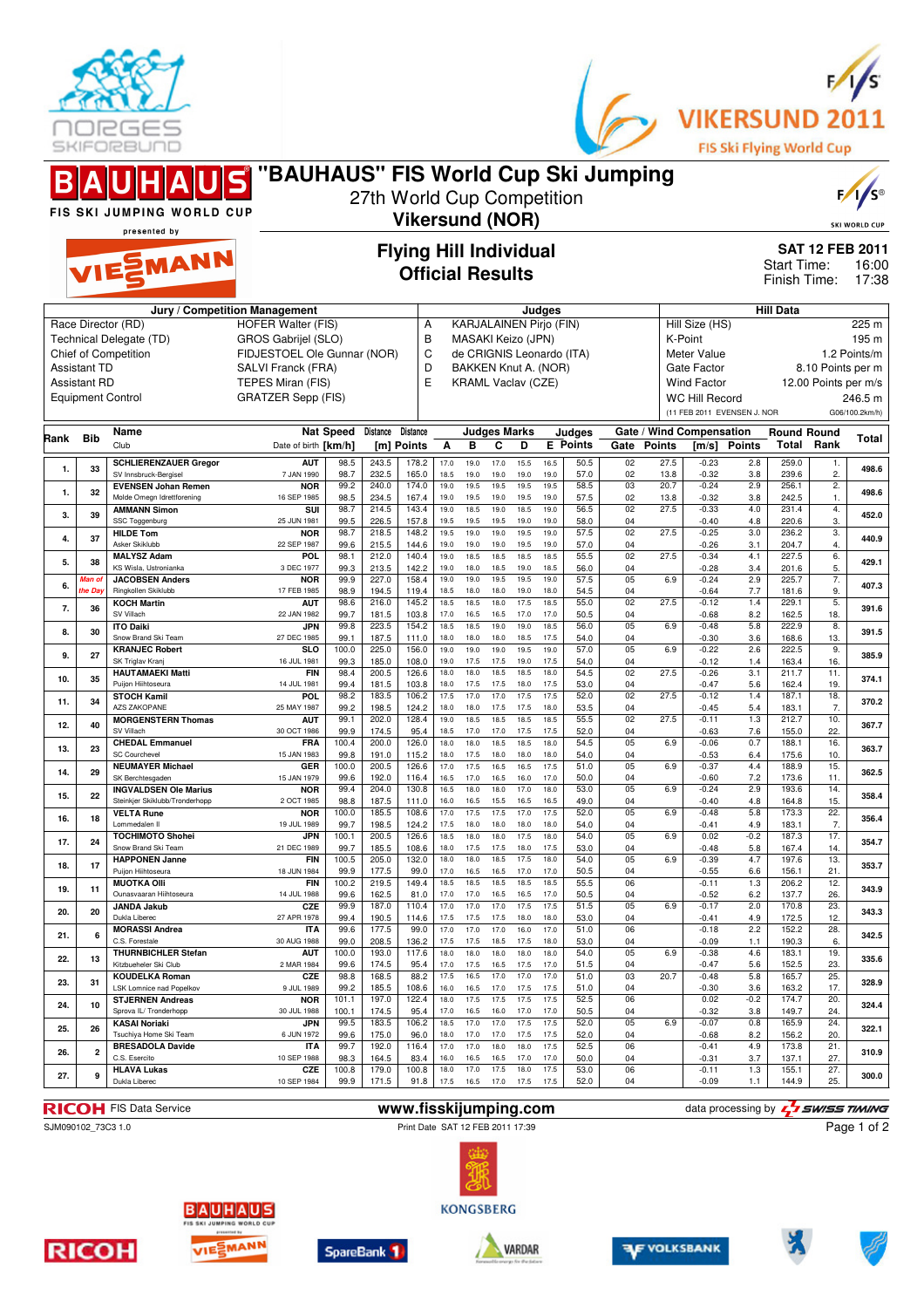# "BAUHAUS" FIS World Cup Ski Jumping

27th World Cup Competition

**Vikersund (NOR)**

VIKERSUND 2011 — FIS Ski Flying World Cup

FIS SKI JUMPING WORLD CUP presented by VIESSMANN

## Flying Hill Individual
## Official Results

**SAT 12 FEB 2011**
Start Time: 16:00
Finish Time: 17:38

| Jury / Competition Management | | Judges | | Hill Data | |
|---|---|---|---|---|---|
| Race Director (RD) | HOFER Walter (FIS) | A | KARJALAINEN Pirjo (FIN) | Hill Size (HS) | 225 m |
| Technical Delegate (TD) | GROS Gabrijel (SLO) | B | MASAKI Keizo (JPN) | K-Point | 195 m |
| Chief of Competition | FIDJESTOEL Ole Gunnar (NOR) | C | de CRIGNIS Leonardo (ITA) | Meter Value | 1.2 Points/m |
| Assistant TD | SALVI Franck (FRA) | D | BAKKEN Knut A. (NOR) | Gate Factor | 8.10 Points per m |
| Assistant RD | TEPES Miran (FIS) | E | KRAML Vaclav (CZE) | Wind Factor | 12.00 Points per m/s |
| Equipment Control | GRATZER Sepp (FIS) | | | WC Hill Record | 246.5 m |
| | | | | (11 FEB 2011 EVENSEN J. NOR | G06/100.2km/h) |

| Rank | Bib | Name / Club | Nat / Date of birth | Speed [km/h] | Distance [m] | Distance Points | A | B | C | D | E | Judges Points | Gate | Gate Points | Wind [m/s] | Wind Points | Round Total | Round Rank | Total |
|---|---|---|---|---|---|---|---|---|---|---|---|---|---|---|---|---|---|---|---|
| 1. | 33 | SCHLIERENZAUER Gregor | AUT | 98.5 | 243.5 | 178.2 | 17.0 | 19.0 | 17.0 | 15.5 | 16.5 | 50.5 | 02 | 27.5 | -0.23 | 2.8 | 259.0 | 1. | 498.6 |
| | | SV Innsbruck-Bergisel | 7 JAN 1990 | 98.7 | 232.5 | 165.0 | 18.5 | 19.0 | 19.0 | 19.0 | 19.0 | 57.0 | 02 | 13.8 | -0.32 | 3.8 | 239.6 | 2. | |
| 1. | 32 | EVENSEN Johan Remen | NOR | 99.2 | 240.0 | 174.0 | 19.0 | 19.5 | 19.5 | 19.5 | 19.5 | 58.5 | 03 | 20.7 | -0.24 | 2.9 | 256.1 | 2. | 498.6 |
| | | Molde Omegn Idrettforening | 16 SEP 1985 | 98.5 | 234.5 | 167.4 | 19.0 | 19.5 | 19.0 | 19.0 | 19.0 | 57.5 | 02 | 13.8 | -0.32 | 3.8 | 242.5 | 1. | |
| 3. | 39 | AMMANN Simon | SUI | 98.7 | 214.5 | 143.4 | 19.0 | 18.5 | 19.0 | 18.5 | 19.0 | 56.5 | 02 | 27.5 | -0.33 | 4.0 | 231.4 | 4. | 452.0 |
| | | SSC Toggenburg | 25 JUN 1981 | 99.5 | 226.5 | 157.8 | 19.5 | 19.5 | 19.5 | 19.0 | 19.5 | 58.0 | 04 | | -0.40 | 4.8 | 220.6 | 3. | |
| 4. | 37 | HILDE Tom | NOR | 98.7 | 218.5 | 148.2 | 19.5 | 19.0 | 19.0 | 19.5 | 19.0 | 57.5 | 02 | 27.5 | -0.25 | 3.0 | 236.2 | 3. | 440.9 |
| | | Asker Skiklubb | 22 SEP 1987 | 99.6 | 215.5 | 144.6 | 19.0 | 19.0 | 19.0 | 19.0 | 19.0 | 57.0 | 04 | | -0.26 | 3.1 | 204.7 | 4. | |
| 5. | 38 | MALYSZ Adam | POL | 98.1 | 212.0 | 140.4 | 19.0 | 18.5 | 18.5 | 18.5 | 18.5 | 55.5 | 02 | 27.5 | -0.34 | 4.1 | 227.5 | 6. | 429.1 |
| | | KS Wisla, Ustronianka | 3 DEC 1977 | 99.3 | 213.5 | 142.2 | 19.0 | 18.0 | 18.5 | 19.0 | 18.5 | 56.0 | 04 | | -0.28 | 3.4 | 201.6 | 5. | |
| 6. | *Man of the Day* | JACOBSEN Anders | NOR | 99.9 | 227.0 | 158.4 | 19.0 | 19.0 | 19.5 | 19.5 | 19.0 | 57.5 | 05 | 6.9 | -0.24 | 2.9 | 225.7 | 7. | 407.3 |
| | | Ringkollen Skiklubb | 17 FEB 1985 | 98.9 | 194.5 | 119.4 | 18.5 | 18.0 | 18.0 | 19.0 | 18.0 | 54.5 | 04 | | -0.64 | 7.7 | 181.6 | 9. | |
| 7. | 36 | KOCH Martin | AUT | 98.6 | 216.0 | 145.2 | 18.5 | 18.5 | 18.0 | 17.5 | 18.5 | 55.0 | 02 | 27.5 | -0.12 | 1.4 | 229.1 | 5. | 391.6 |
| | | SV Villach | 22 JAN 1982 | 99.7 | 181.5 | 103.8 | 17.0 | 16.5 | 16.5 | 17.0 | 17.0 | 50.5 | 04 | | -0.68 | 8.2 | 162.5 | 18. | |
| 8. | 30 | ITO Daiki | JPN | 99.8 | 223.5 | 154.2 | 18.5 | 18.5 | 19.0 | 19.0 | 18.5 | 56.0 | 05 | 6.9 | -0.48 | 5.8 | 222.9 | 8. | 391.5 |
| | | Snow Brand Ski Team | 27 DEC 1985 | 99.1 | 187.5 | 111.0 | 18.0 | 18.0 | 18.0 | 18.5 | 17.5 | 54.0 | 04 | | -0.30 | 3.6 | 168.6 | 13. | |
| 9. | 27 | KRANJEC Robert | SLO | 100.0 | 225.0 | 156.0 | 19.0 | 19.0 | 19.0 | 19.5 | 19.0 | 57.0 | 05 | 6.9 | -0.22 | 2.6 | 222.5 | 9. | 385.9 |
| | | SK Triglav Kranj | 16 JUL 1981 | 99.3 | 185.0 | 108.0 | 19.0 | 17.5 | 17.5 | 19.0 | 17.5 | 54.0 | 04 | | -0.12 | 1.4 | 163.4 | 16. | |
| 10. | 35 | HAUTAMAEKI Matti | FIN | 98.4 | 200.5 | 126.6 | 18.0 | 18.0 | 18.5 | 18.5 | 18.0 | 54.5 | 02 | 27.5 | -0.26 | 3.1 | 211.7 | 11. | 374.1 |
| | | Puijon Hiihtoseura | 14 JUL 1981 | 99.4 | 181.5 | 103.8 | 18.0 | 17.5 | 17.5 | 18.0 | 17.5 | 53.0 | 04 | | -0.47 | 5.6 | 162.4 | 19. | |
| 11. | 34 | STOCH Kamil | POL | 98.2 | 183.5 | 106.2 | 17.5 | 17.0 | 17.0 | 17.5 | 17.5 | 52.0 | 02 | 27.5 | -0.12 | 1.4 | 187.1 | 18. | 370.2 |
| | | AZS ZAKOPANE | 25 MAY 1987 | 99.2 | 198.5 | 124.2 | 18.0 | 18.0 | 17.5 | 17.5 | 18.0 | 53.5 | 04 | | -0.45 | 5.4 | 183.1 | 7. | |
| 12. | 40 | MORGENSTERN Thomas | AUT | 99.1 | 202.0 | 128.4 | 19.0 | 18.5 | 18.5 | 18.5 | 18.5 | 55.5 | 02 | 27.5 | -0.11 | 1.3 | 212.7 | 10. | 367.7 |
| | | SV Villach | 30 OCT 1986 | 99.9 | 174.5 | 95.4 | 18.5 | 17.0 | 17.0 | 17.5 | 17.5 | 52.0 | 04 | | -0.63 | 7.6 | 155.0 | 22. | |
| 13. | 23 | CHEDAL Emmanuel | FRA | 100.4 | 200.0 | 126.0 | 18.0 | 18.0 | 18.5 | 18.5 | 18.0 | 54.5 | 05 | 6.9 | -0.06 | 0.7 | 188.1 | 16. | 363.7 |
| | | SC Courchevel | 15 JAN 1983 | 99.8 | 191.0 | 115.2 | 18.0 | 17.5 | 18.0 | 18.0 | 18.0 | 54.0 | 04 | | -0.53 | 6.4 | 175.6 | 10. | |
| 14. | 29 | NEUMAYER Michael | GER | 100.0 | 200.5 | 126.6 | 17.0 | 17.5 | 16.5 | 16.5 | 17.0 | 51.0 | 05 | 6.9 | -0.37 | 4.4 | 188.9 | 15. | 362.5 |
| | | SK Berchtesgaden | 15 JAN 1979 | 99.6 | 192.0 | 116.4 | 16.5 | 17.0 | 16.5 | 16.0 | 17.0 | 50.0 | 04 | | -0.60 | 7.2 | 173.6 | 11. | |
| 15. | 22 | INGVALDSEN Ole Marius | NOR | 99.4 | 204.0 | 130.8 | 16.5 | 18.0 | 18.0 | 17.0 | 18.0 | 53.0 | 05 | 6.9 | -0.24 | 2.9 | 193.6 | 14. | 358.4 |
| | | Steinkjer Skiklubb/Tronderhopp | 2 OCT 1985 | 98.8 | 187.5 | 111.0 | 16.0 | 16.5 | 15.5 | 16.5 | 16.5 | 49.0 | 04 | | -0.40 | 4.8 | 164.8 | 15. | |
| 16. | 18 | VELTA Rune | NOR | 100.0 | 185.5 | 108.6 | 17.0 | 17.5 | 17.5 | 17.0 | 17.5 | 52.0 | 05 | 6.9 | -0.48 | 5.8 | 173.3 | 22. | 356.4 |
| | | Lommedalen IL | 19 JUL 1989 | 99.7 | 198.5 | 124.2 | 17.5 | 18.0 | 18.0 | 18.0 | 18.0 | 54.0 | 04 | | -0.41 | 4.9 | 183.1 | 7. | |
| 17. | 24 | TOCHIMOTO Shohei | JPN | 100.1 | 200.5 | 126.6 | 18.5 | 18.0 | 18.0 | 17.5 | 18.0 | 54.0 | 05 | 6.9 | 0.02 | -0.2 | 187.3 | 17. | 354.7 |
| | | Snow Brand Ski Team | 21 DEC 1989 | 99.7 | 185.5 | 108.6 | 18.0 | 17.5 | 17.5 | 18.0 | 17.5 | 53.0 | 04 | | -0.48 | 5.8 | 167.4 | 14. | |
| 18. | 17 | HAPPONEN Janne | FIN | 100.5 | 205.0 | 132.0 | 18.0 | 18.0 | 18.5 | 17.5 | 18.0 | 54.0 | 05 | 6.9 | -0.39 | 4.7 | 197.6 | 13. | 353.7 |
| | | Puijon Hiihtoseura | 18 JUN 1984 | 99.9 | 177.5 | 99.0 | 17.0 | 16.5 | 16.5 | 17.0 | 17.0 | 50.5 | 04 | | -0.55 | 6.6 | 156.1 | 21. | |
| 19. | 11 | MUOTKA Olli | FIN | 100.2 | 219.5 | 149.4 | 18.5 | 18.5 | 18.5 | 18.5 | 18.5 | 55.5 | 06 | | -0.11 | 1.3 | 206.2 | 12. | 343.9 |
| | | Ounasvaaran Hiihtoseura | 14 JUL 1988 | 99.6 | 162.5 | 81.0 | 17.0 | 17.0 | 16.5 | 16.5 | 17.0 | 50.5 | 04 | | -0.52 | 6.2 | 137.7 | 26. | |
| 20. | 20 | JANDA Jakub | CZE | 99.9 | 187.0 | 110.4 | 17.0 | 17.0 | 17.0 | 17.5 | 17.5 | 51.5 | 05 | 6.9 | -0.17 | 2.0 | 170.8 | 23. | 343.3 |
| | | Dukla Liberec | 27 APR 1978 | 99.4 | 190.5 | 114.6 | 17.5 | 17.5 | 17.5 | 18.0 | 18.0 | 53.0 | 04 | | -0.41 | 4.9 | 172.5 | 12. | |
| 21. | 6 | MORASSI Andrea | ITA | 99.6 | 177.5 | 99.0 | 17.0 | 17.0 | 17.0 | 16.0 | 17.0 | 51.0 | 06 | | -0.18 | 2.2 | 152.2 | 28. | 342.5 |
| | | C.S. Forestale | 30 AUG 1988 | 99.0 | 208.5 | 136.2 | 17.5 | 17.5 | 18.5 | 17.5 | 18.0 | 53.0 | 04 | | -0.09 | 1.1 | 190.3 | 6. | |
| 22. | 13 | THURNBICHLER Stefan | AUT | 100.0 | 193.0 | 117.6 | 18.0 | 18.0 | 18.0 | 18.0 | 18.0 | 54.0 | 05 | 6.9 | -0.38 | 4.6 | 183.1 | 19. | 335.6 |
| | | Kitzbueheler Ski Club | 2 MAR 1984 | 99.6 | 174.5 | 95.4 | 17.0 | 17.5 | 16.5 | 17.5 | 17.0 | 51.5 | 04 | | -0.47 | 5.6 | 152.5 | 23. | |
| 23. | 31 | KOUDELKA Roman | CZE | 98.8 | 168.5 | 88.2 | 17.5 | 16.5 | 17.0 | 17.0 | 17.0 | 51.0 | 03 | 20.7 | -0.48 | 5.8 | 165.7 | 25. | 328.9 |
| | | LSK Lomnice nad Popelkov | 9 JUL 1989 | 99.2 | 185.5 | 108.6 | 16.0 | 16.5 | 17.0 | 17.5 | 17.5 | 51.0 | 04 | | -0.30 | 3.6 | 163.2 | 17. | |
| 24. | 10 | STJERNEN Andreas | NOR | 101.1 | 197.0 | 122.4 | 18.0 | 17.5 | 17.5 | 17.5 | 17.5 | 52.5 | 06 | | 0.02 | -0.2 | 174.7 | 20. | 324.4 |
| | | Sprova IL/ Tronderhopp | 30 JUL 1988 | 100.1 | 174.5 | 95.4 | 17.0 | 16.5 | 16.0 | 17.0 | 17.0 | 50.5 | 04 | | -0.32 | 3.8 | 149.7 | 24. | |
| 25. | 26 | KASAI Noriaki | JPN | 99.5 | 183.5 | 106.2 | 18.5 | 17.0 | 17.0 | 17.5 | 17.5 | 52.0 | 05 | 6.9 | -0.07 | 0.8 | 165.9 | 24. | 322.1 |
| | | Tsuchiya Home Ski Team | 6 JUN 1972 | 99.6 | 175.0 | 96.0 | 18.0 | 17.0 | 17.0 | 17.5 | 17.5 | 52.0 | 04 | | -0.68 | 8.2 | 156.2 | 20. | |
| 26. | 2 | BRESADOLA Davide | ITA | 99.7 | 192.0 | 116.4 | 17.0 | 17.0 | 18.0 | 18.0 | 17.5 | 52.5 | 06 | | -0.41 | 4.9 | 173.8 | 21. | 310.9 |
| | | C.S. Esercito | 10 SEP 1988 | 98.3 | 164.5 | 83.4 | 16.0 | 16.5 | 16.5 | 17.0 | 17.0 | 50.0 | 04 | | -0.31 | 3.7 | 137.1 | 27. | |
| 27. | 9 | HLAVA Lukas | CZE | 100.8 | 179.0 | 100.8 | 18.0 | 17.0 | 17.5 | 18.0 | 17.5 | 53.0 | 06 | | -0.11 | 1.3 | 155.1 | 27. | 300.0 |
| | | Dukla Liberec | 10 SEP 1984 | 99.9 | 171.5 | 91.8 | 17.5 | 16.5 | 17.0 | 17.5 | 17.5 | 52.0 | 04 | | -0.09 | 1.1 | 144.9 | 25. | |

RICOH FIS Data Service — www.fisskijumping.com — data processing by SWISS TIMING

SJM090102_73C3 1.0 — Print Date SAT 12 FEB 2011 17:39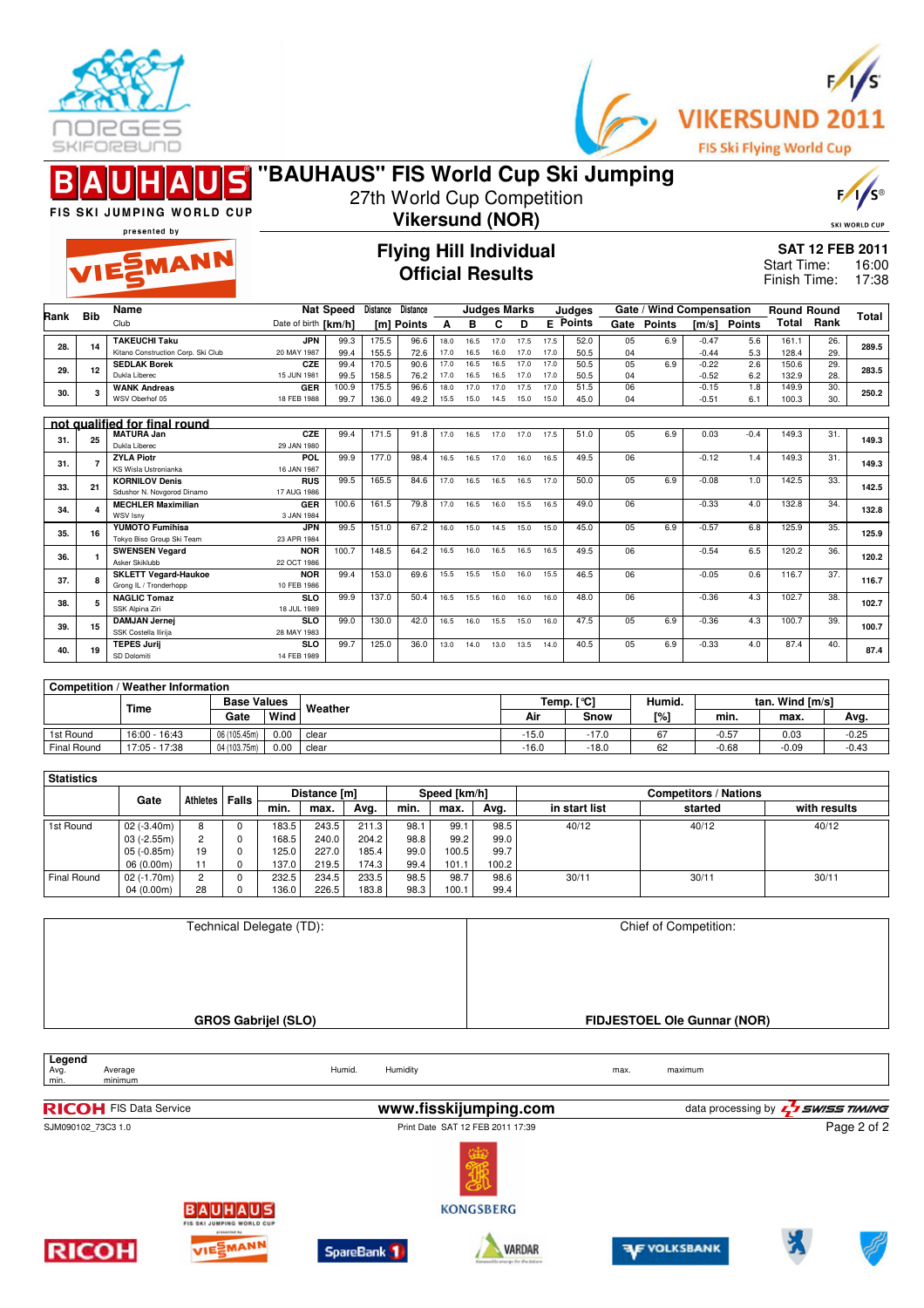# "BAUHAUS" FIS World Cup Ski Jumping

27th World Cup Competition

**Vikersund (NOR)**

## Flying Hill Individual
## Official Results

**SAT 12 FEB 2011**
Start Time: 16:00
Finish Time: 17:38

| Rank | Bib | Name / Club | Nat / Date of birth | Speed [km/h] | Distance [m] | Distance Points | A | B | C | D | E | Judges Points | Gate | Gate Points | Wind [m/s] | Wind Points | Round Total | Round Rank | Total |
|---|---|---|---|---|---|---|---|---|---|---|---|---|---|---|---|---|---|---|---|
| 28. | 14 | TAKEUCHI Taku / Kitano Construction Corp. Ski Club | JPN / 20 MAY 1987 | 99.3 | 175.5 | 96.6 | 18.0 | 16.5 | 17.0 | 17.5 | 17.5 | 52.0 | 05 | 6.9 | -0.47 | 5.6 | 161.1 | 26. | 289.5 |
| | | | | 99.4 | 155.5 | 72.6 | 17.0 | 16.5 | 16.0 | 17.0 | 17.0 | 50.5 | 04 | | -0.44 | 5.3 | 128.4 | 29. | |
| 29. | 12 | SEDLAK Borek / Dukla Liberec | CZE / 15 JUN 1981 | 99.4 | 170.5 | 90.6 | 17.0 | 16.5 | 16.5 | 17.0 | 17.0 | 50.5 | 05 | 6.9 | -0.22 | 2.6 | 150.6 | 29. | 283.5 |
| | | | | 99.5 | 158.5 | 76.2 | 17.0 | 16.5 | 16.5 | 17.0 | 17.0 | 50.5 | 04 | | -0.52 | 6.2 | 132.9 | 28. | |
| 30. | 3 | WANK Andreas / WSV Oberhof 05 | GER / 18 FEB 1988 | 100.9 | 175.5 | 96.6 | 18.0 | 17.0 | 17.0 | 17.5 | 17.0 | 51.5 | 06 | | -0.15 | 1.8 | 149.9 | 30. | 250.2 |
| | | | | 99.7 | 136.0 | 49.2 | 15.5 | 15.0 | 14.5 | 15.0 | 15.0 | 45.0 | 04 | | -0.51 | 6.1 | 100.3 | 30. | |

**not qualified for final round**

| Rank | Bib | Name / Club | Nat / Date of birth | Speed [km/h] | Distance [m] | Distance Points | A | B | C | D | E | Judges Points | Gate | Gate Points | Wind [m/s] | Wind Points | Round Total | Round Rank | Total |
|---|---|---|---|---|---|---|---|---|---|---|---|---|---|---|---|---|---|---|---|
| 31. | 25 | MATURA Jan / Dukla Liberec | CZE / 29 JAN 1980 | 99.4 | 171.5 | 91.8 | 17.0 | 16.5 | 17.0 | 17.0 | 17.5 | 51.0 | 05 | 6.9 | 0.03 | -0.4 | 149.3 | 31. | 149.3 |
| 31. | 7 | ZYLA Piotr / KS Wisla Ustronianka | POL / 16 JAN 1987 | 99.9 | 177.0 | 98.4 | 16.5 | 16.5 | 17.0 | 16.0 | 16.5 | 49.5 | 06 | | -0.12 | 1.4 | 149.3 | 31. | 149.3 |
| 33. | 21 | KORNILOV Denis / Sdushor N. Novgorod Dinamo | RUS / 17 AUG 1986 | 99.5 | 165.5 | 84.6 | 17.0 | 16.5 | 16.5 | 16.5 | 17.0 | 50.0 | 05 | 6.9 | -0.08 | 1.0 | 142.5 | 33. | 142.5 |
| 34. | 4 | MECHLER Maximilian / WSV Isny | GER / 3 JAN 1984 | 100.6 | 161.5 | 79.8 | 17.0 | 16.5 | 16.0 | 15.5 | 16.5 | 49.0 | 06 | | -0.33 | 4.0 | 132.8 | 34. | 132.8 |
| 35. | 16 | YUMOTO Fumihisa / Tokyo Biso Group Ski Team | JPN / 23 APR 1984 | 99.5 | 151.0 | 67.2 | 16.0 | 15.0 | 14.5 | 15.0 | 15.0 | 45.0 | 05 | 6.9 | -0.57 | 6.8 | 125.9 | 35. | 125.9 |
| 36. | 1 | SWENSEN Vegard / Asker Skiklubb | NOR / 22 OCT 1986 | 100.7 | 148.5 | 64.2 | 16.5 | 16.0 | 16.5 | 16.5 | 16.5 | 49.5 | 06 | | -0.54 | 6.5 | 120.2 | 36. | 120.2 |
| 37. | 8 | SKLETT Vegard-Haukoe / Grong IL / Trønderhopp | NOR / 10 FEB 1986 | 99.4 | 153.0 | 69.6 | 15.5 | 15.5 | 15.0 | 16.0 | 15.5 | 46.5 | 06 | | -0.05 | 0.6 | 116.7 | 37. | 116.7 |
| 38. | 5 | NAGLIC Tomaz / SSK Alpina Ziri | SLO / 18 JUL 1989 | 99.9 | 137.0 | 50.4 | 16.5 | 15.5 | 16.0 | 16.0 | 16.0 | 48.0 | 06 | | -0.36 | 4.3 | 102.7 | 38. | 102.7 |
| 39. | 15 | DAMJAN Jernej / SSK Costella Ilirija | SLO / 28 MAY 1983 | 99.0 | 130.0 | 42.0 | 16.5 | 16.0 | 15.5 | 15.0 | 16.0 | 47.5 | 05 | 6.9 | -0.36 | 4.3 | 100.7 | 39. | 100.7 |
| 40. | 19 | TEPES Jurij / SD Dolomiti | SLO / 14 FEB 1989 | 99.7 | 125.0 | 36.0 | 13.0 | 14.0 | 13.0 | 13.5 | 14.0 | 40.5 | 05 | 6.9 | -0.33 | 4.0 | 87.4 | 40. | 87.4 |

### Competition / Weather Information

| | Time | Base Values Gate | Base Values Wind | Weather | Temp. [°C] Air | Temp. [°C] Snow | Humid. [%] | tan. Wind [m/s] min. | max. | Avg. |
|---|---|---|---|---|---|---|---|---|---|---|
| 1st Round | 16:00 - 16:43 | 06 (105.45m) | 0.00 | clear | -15.0 | -17.0 | 67 | -0.57 | 0.03 | -0.25 |
| Final Round | 17:05 - 17:38 | 04 (103.75m) | 0.00 | clear | -16.0 | -18.0 | 62 | -0.68 | -0.09 | -0.43 |

### Statistics

| | Gate | Athletes | Falls | Distance [m] min. | max. | Avg. | Speed [km/h] min. | max. | Avg. | Competitors / Nations in start list | started | with results |
|---|---|---|---|---|---|---|---|---|---|---|---|---|
| 1st Round | 02 (-3.40m) | 8 | 0 | 183.5 | 243.5 | 211.3 | 98.1 | 99.1 | 98.5 | 40/12 | 40/12 | 40/12 |
| | 03 (-2.55m) | 2 | 0 | 168.5 | 240.0 | 204.2 | 98.8 | 99.2 | 99.0 | | | |
| | 05 (-0.85m) | 19 | 0 | 125.0 | 227.0 | 185.4 | 99.0 | 100.5 | 99.7 | | | |
| | 06 (0.00m) | 11 | 0 | 137.0 | 219.5 | 174.3 | 99.4 | 101.1 | 100.2 | | | |
| Final Round | 02 (-1.70m) | 2 | 0 | 232.5 | 234.5 | 233.5 | 98.5 | 98.7 | 98.6 | 30/11 | 30/11 | 30/11 |
| | 04 (0.00m) | 28 | 0 | 136.0 | 226.5 | 183.8 | 98.3 | 100.1 | 99.4 | | | |

| Technical Delegate (TD): | Chief of Competition: |
|---|---|
| **GROS Gabrijel (SLO)** | **FIDJESTOEL Ole Gunnar (NOR)** |

**Legend**
Avg. Average | min. minimum | Humid. Humidity | max. maximum

RICOH FIS Data Service — www.fisskijumping.com — data processing by SWISS TIMING

SJM090102_73C3 1.0 — Print Date SAT 12 FEB 2011 17:39